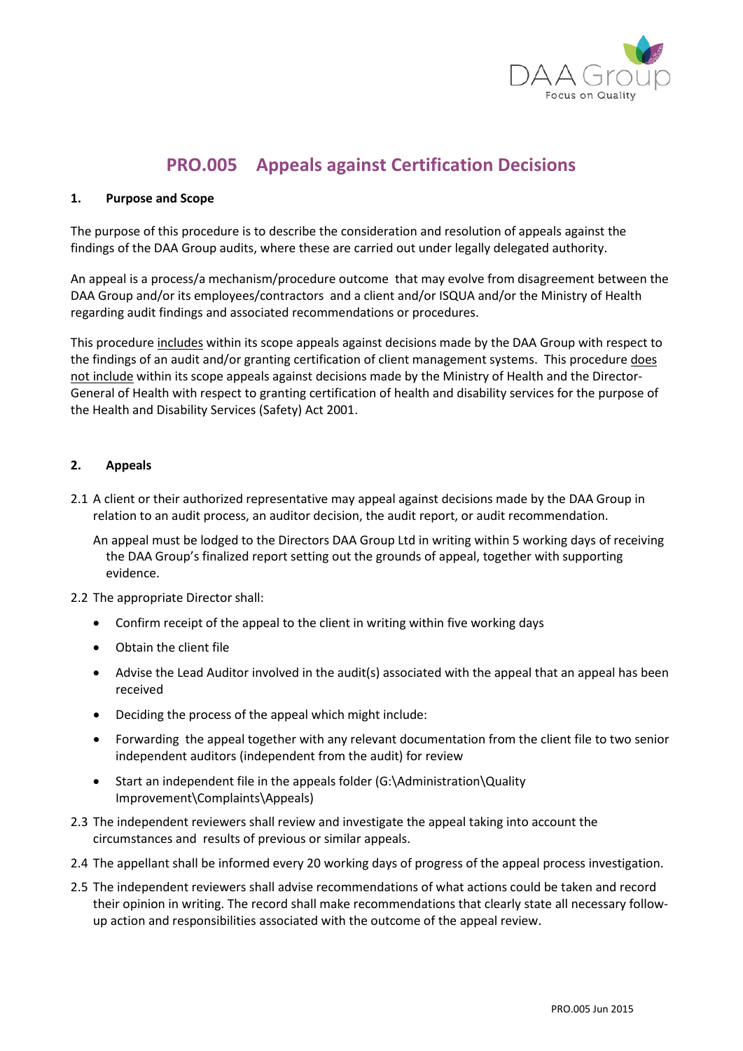# PRO.005 Appeals against Certification Decisions

## 1. Purpose and Scope

The purpose of this procedure is to describe the consideration and resolution of appeals against the findings of the DAA Group audits, where these are carried out under legally delegated authority.

An appeal is a process/a mechanism/procedure outcome that may evolve from disagreement between the DAA Group and/or its employees/contractors and a client and/or ISQUA and/or the Ministry of Health regarding audit findings and associated recommendations or procedures.

This procedure includes within its scope appeals against decisions made by the DAA Group with respect to the findings of an audit and/or granting certification of client management systems. This procedure does not include within its scope appeals against decisions made by the Ministry of Health and the Director-General of Health with respect to granting certification of health and disability services for the purpose of the Health and Disability Services (Safety) Act 2001.

## 2. Appeals

2.1 A client or their authorized representative may appeal against decisions made by the DAA Group in relation to an audit process, an auditor decision, the audit report, or audit recommendation.

An appeal must be lodged to the Directors DAA Group Ltd in writing within 5 working days of receiving the DAA Group's finalized report setting out the grounds of appeal, together with supporting evidence.

2.2 The appropriate Director shall:

- Confirm receipt of the appeal to the client in writing within five working days
- Obtain the client file
- Advise the Lead Auditor involved in the audit(s) associated with the appeal that an appeal has been received
- Deciding the process of the appeal which might include:
- Forwarding the appeal together with any relevant documentation from the client file to two senior independent auditors (independent from the audit) for review
- Start an independent file in the appeals folder (G:\Administration\Quality Improvement\Complaints\Appeals)

2.3 The independent reviewers shall review and investigate the appeal taking into account the circumstances and results of previous or similar appeals.

2.4 The appellant shall be informed every 20 working days of progress of the appeal process investigation.

2.5 The independent reviewers shall advise recommendations of what actions could be taken and record their opinion in writing. The record shall make recommendations that clearly state all necessary follow-up action and responsibilities associated with the outcome of the appeal review.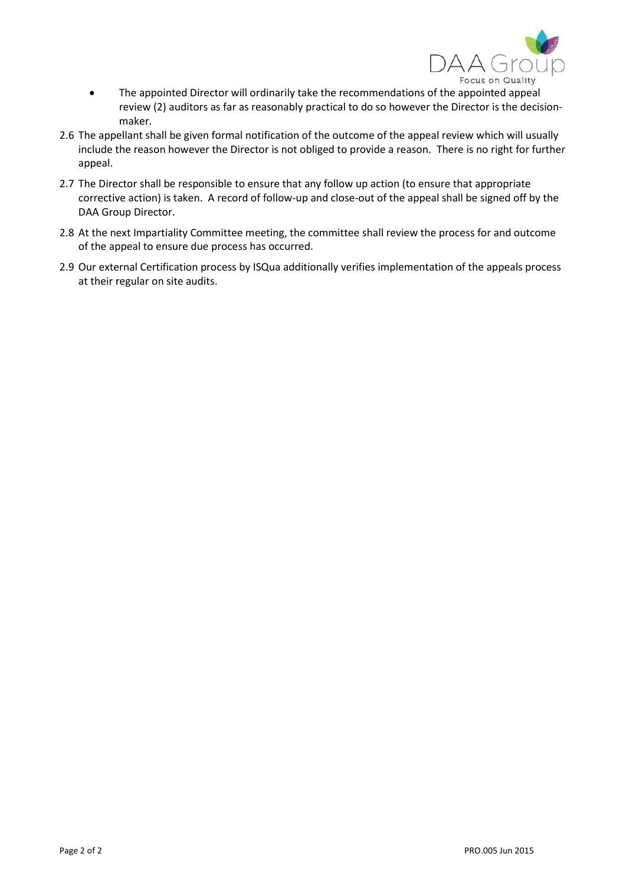- The appointed Director will ordinarily take the recommendations of the appointed appeal review (2) auditors as far as reasonably practical to do so however the Director is the decision-maker.

2.6 The appellant shall be given formal notification of the outcome of the appeal review which will usually include the reason however the Director is not obliged to provide a reason. There is no right for further appeal.

2.7 The Director shall be responsible to ensure that any follow up action (to ensure that appropriate corrective action) is taken. A record of follow-up and close-out of the appeal shall be signed off by the DAA Group Director.

2.8 At the next Impartiality Committee meeting, the committee shall review the process for and outcome of the appeal to ensure due process has occurred.

2.9 Our external Certification process by ISQua additionally verifies implementation of the appeals process at their regular on site audits.